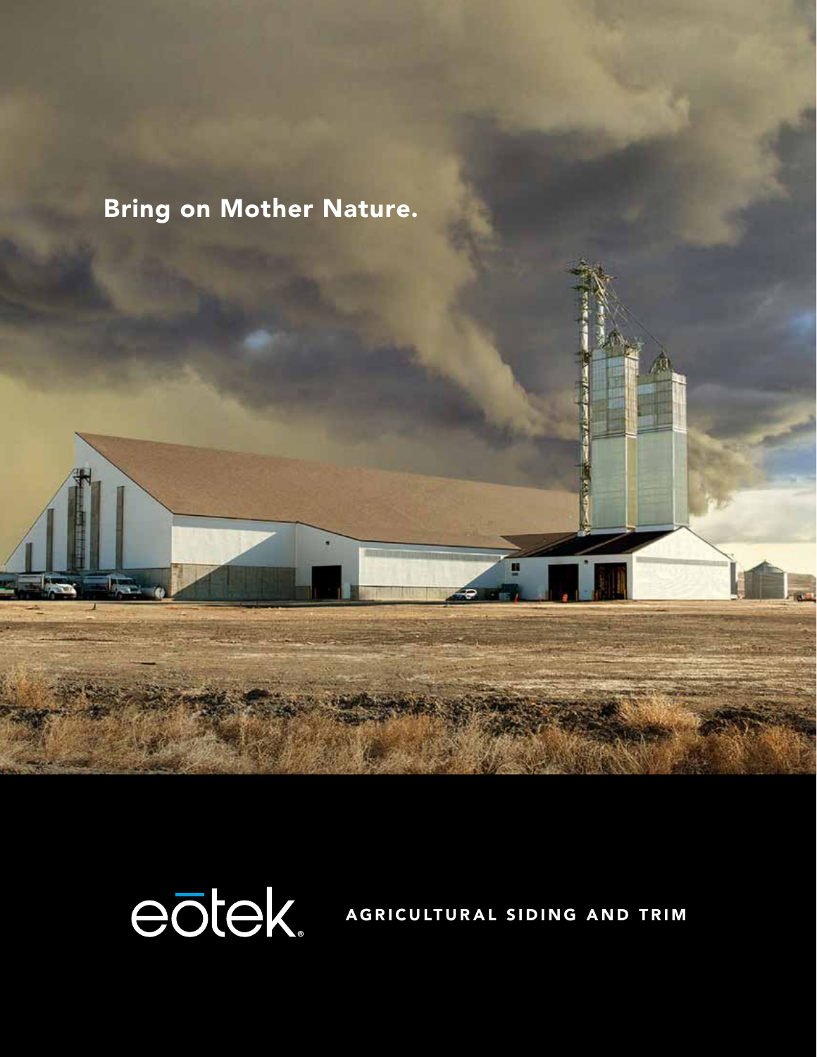Bring on Mother Nature.

eōtek®

AGRICULTURAL SIDING AND TRIM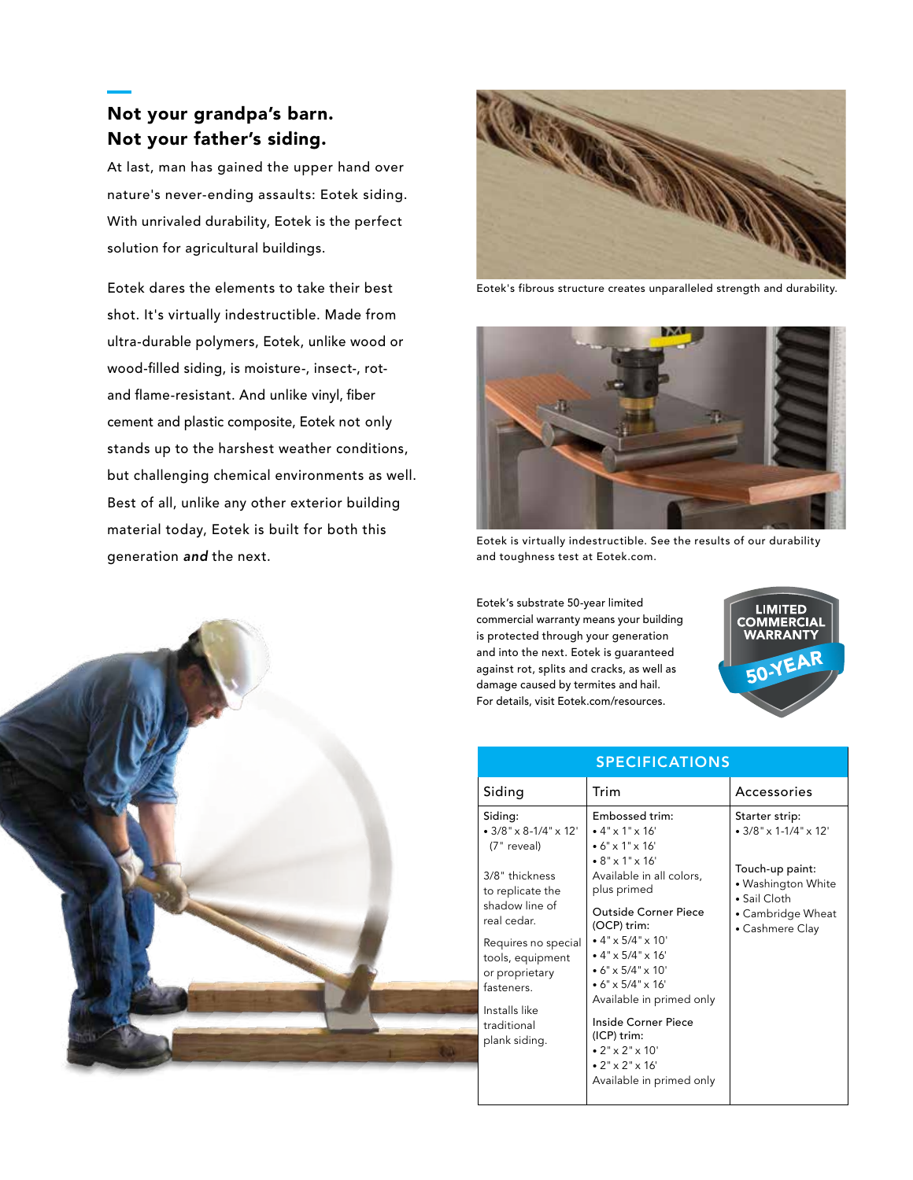## Not your grandpa's barn.
## Not your father's siding.

At last, man has gained the upper hand over nature's never-ending assaults: Eotek siding. With unrivaled durability, Eotek is the perfect solution for agricultural buildings.

Eotek dares the elements to take their best shot. It's virtually indestructible. Made from ultra-durable polymers, Eotek, unlike wood or wood-filled siding, is moisture-, insect-, rot- and flame-resistant. And unlike vinyl, fiber cement and plastic composite, Eotek not only stands up to the harshest weather conditions, but challenging chemical environments as well. Best of all, unlike any other exterior building material today, Eotek is built for both this generation ***and*** the next.

Eotek's fibrous structure creates unparalleled strength and durability.

Eotek is virtually indestructible. See the results of our durability and toughness test at Eotek.com.

Eotek's substrate 50-year limited commercial warranty means your building is protected through your generation and into the next. Eotek is guaranteed against rot, splits and cracks, as well as damage caused by termites and hail. For details, visit Eotek.com/resources.

LIMITED COMMERCIAL WARRANTY 50-YEAR

### SPECIFICATIONS

| Siding | Trim | Accessories |
|---|---|---|
| Siding:<br>• 3/8" x 8-1/4" x 12' (7" reveal)<br><br>3/8" thickness to replicate the shadow line of real cedar.<br><br>Requires no special tools, equipment or proprietary fasteners.<br><br>Installs like traditional plank siding. | Embossed trim:<br>• 4" x 1" x 16'<br>• 6" x 1" x 16'<br>• 8" x 1" x 16'<br>Available in all colors, plus primed<br><br>Outside Corner Piece (OCP) trim:<br>• 4" x 5/4" x 10'<br>• 4" x 5/4" x 16'<br>• 6" x 5/4" x 10'<br>• 6" x 5/4" x 16'<br>Available in primed only<br><br>Inside Corner Piece (ICP) trim:<br>• 2" x 2" x 10'<br>• 2" x 2" x 16'<br>Available in primed only | Starter strip:<br>• 3/8" x 1-1/4" x 12'<br><br>Touch-up paint:<br>• Washington White<br>• Sail Cloth<br>• Cambridge Wheat<br>• Cashmere Clay |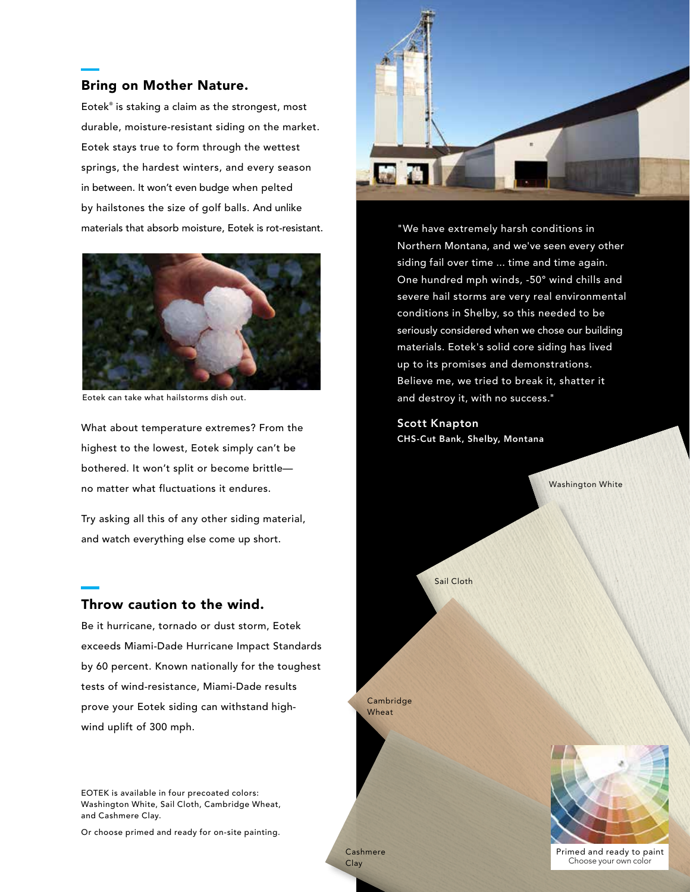## Bring on Mother Nature.

Eotek® is staking a claim as the strongest, most durable, moisture-resistant siding on the market. Eotek stays true to form through the wettest springs, the hardest winters, and every season in between. It won't even budge when pelted by hailstones the size of golf balls. And unlike materials that absorb moisture, Eotek is rot-resistant.

Eotek can take what hailstorms dish out.

What about temperature extremes? From the highest to the lowest, Eotek simply can't be bothered. It won't split or become brittle—no matter what fluctuations it endures.

Try asking all this of any other siding material, and watch everything else come up short.

## Throw caution to the wind.

Be it hurricane, tornado or dust storm, Eotek exceeds Miami-Dade Hurricane Impact Standards by 60 percent. Known nationally for the toughest tests of wind-resistance, Miami-Dade results prove your Eotek siding can withstand high-wind uplift of 300 mph.

EOTEK is available in four precoated colors: Washington White, Sail Cloth, Cambridge Wheat, and Cashmere Clay.

Or choose primed and ready for on-site painting.

"We have extremely harsh conditions in Northern Montana, and we've seen every other siding fail over time ... time and time again. One hundred mph winds, -50° wind chills and severe hail storms are very real environmental conditions in Shelby, so this needed to be seriously considered when we chose our building materials. Eotek's solid core siding has lived up to its promises and demonstrations. Believe me, we tried to break it, shatter it and destroy it, with no success."

**Scott Knapton**
**CHS-Cut Bank, Shelby, Montana**

Washington White

Sail Cloth

Cambridge Wheat

Cashmere Clay

Primed and ready to paint
Choose your own color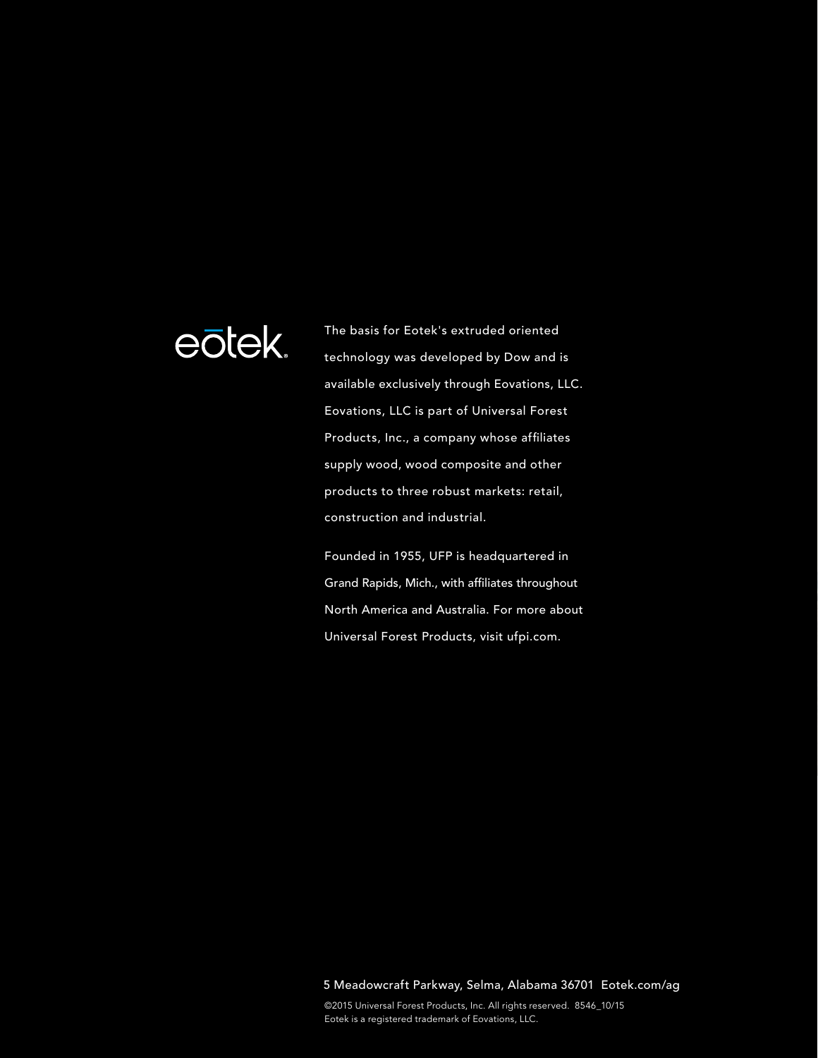eōtek®

The basis for Eotek's extruded oriented technology was developed by Dow and is available exclusively through Eovations, LLC. Eovations, LLC is part of Universal Forest Products, Inc., a company whose affiliates supply wood, wood composite and other products to three robust markets: retail, construction and industrial.

Founded in 1955, UFP is headquartered in Grand Rapids, Mich., with affiliates throughout North America and Australia. For more about Universal Forest Products, visit ufpi.com.

5 Meadowcraft Parkway, Selma, Alabama 36701 Eotek.com/ag

©2015 Universal Forest Products, Inc. All rights reserved. 8546_10/15
Eotek is a registered trademark of Eovations, LLC.